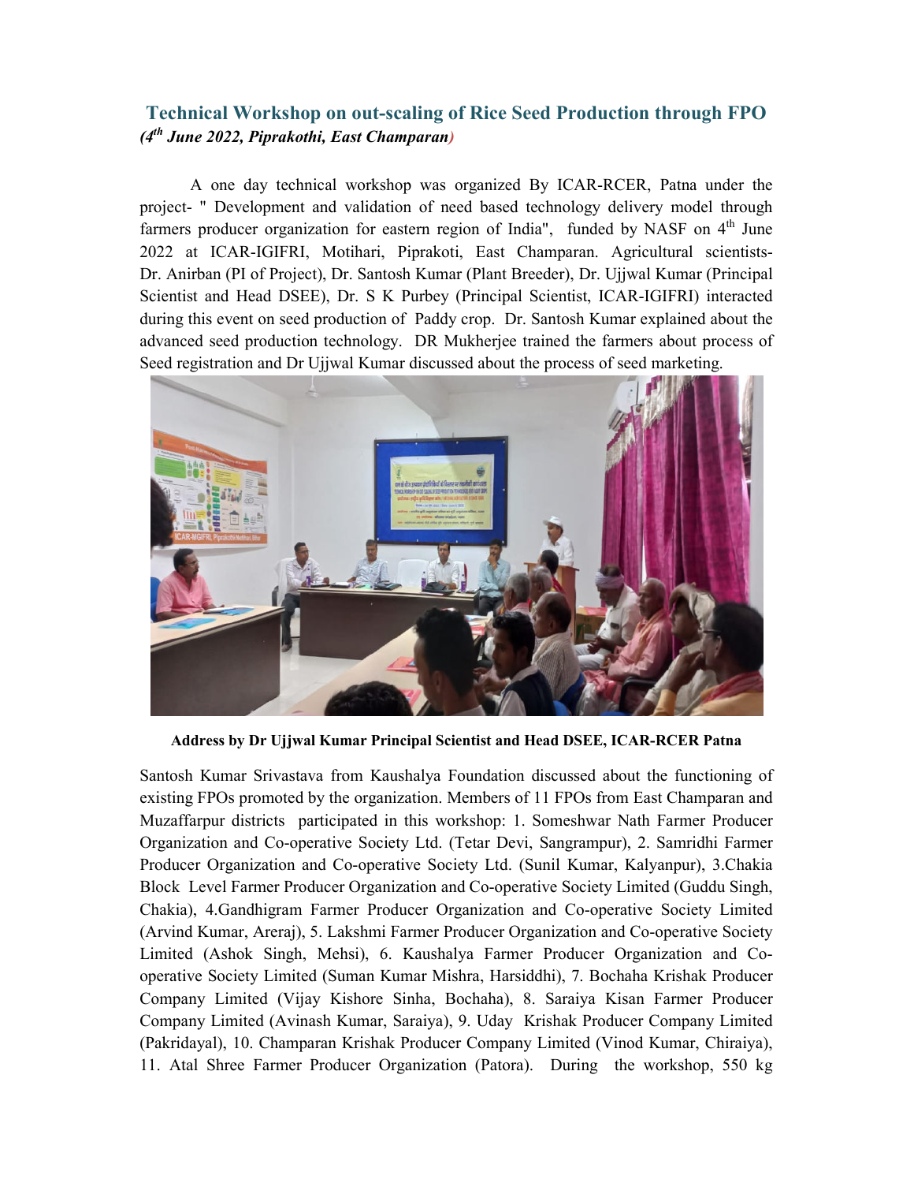## Technical Workshop on out-scaling of Rice Seed Production through FPO

***(4th June 2022, Piprakothi, East Champaran)***

A one day technical workshop was organized By ICAR-RCER, Patna under the project- " Development and validation of need based technology delivery model through farmers producer organization for eastern region of India", funded by NASF on 4th June 2022 at ICAR-IGIFRI, Motihari, Piprakoti, East Champaran. Agricultural scientists- Dr. Anirban (PI of Project), Dr. Santosh Kumar (Plant Breeder), Dr. Ujjwal Kumar (Principal Scientist and Head DSEE), Dr. S K Purbey (Principal Scientist, ICAR-IGIFRI) interacted during this event on seed production of Paddy crop. Dr. Santosh Kumar explained about the advanced seed production technology. DR Mukherjee trained the farmers about process of Seed registration and Dr Ujjwal Kumar discussed about the process of seed marketing.

**Address by Dr Ujjwal Kumar Principal Scientist and Head DSEE, ICAR-RCER Patna**

Santosh Kumar Srivastava from Kaushalya Foundation discussed about the functioning of existing FPOs promoted by the organization. Members of 11 FPOs from East Champaran and Muzaffarpur districts participated in this workshop: 1. Someshwar Nath Farmer Producer Organization and Co-operative Society Ltd. (Tetar Devi, Sangrampur), 2. Samridhi Farmer Producer Organization and Co-operative Society Ltd. (Sunil Kumar, Kalyanpur), 3.Chakia Block Level Farmer Producer Organization and Co-operative Society Limited (Guddu Singh, Chakia), 4.Gandhigram Farmer Producer Organization and Co-operative Society Limited (Arvind Kumar, Areraj), 5. Lakshmi Farmer Producer Organization and Co-operative Society Limited (Ashok Singh, Mehsi), 6. Kaushalya Farmer Producer Organization and Co-operative Society Limited (Suman Kumar Mishra, Harsiddhi), 7. Bochaha Krishak Producer Company Limited (Vijay Kishore Sinha, Bochaha), 8. Saraiya Kisan Farmer Producer Company Limited (Avinash Kumar, Saraiya), 9. Uday Krishak Producer Company Limited (Pakridayal), 10. Champaran Krishak Producer Company Limited (Vinod Kumar, Chiraiya), 11. Atal Shree Farmer Producer Organization (Patora). During the workshop, 550 kg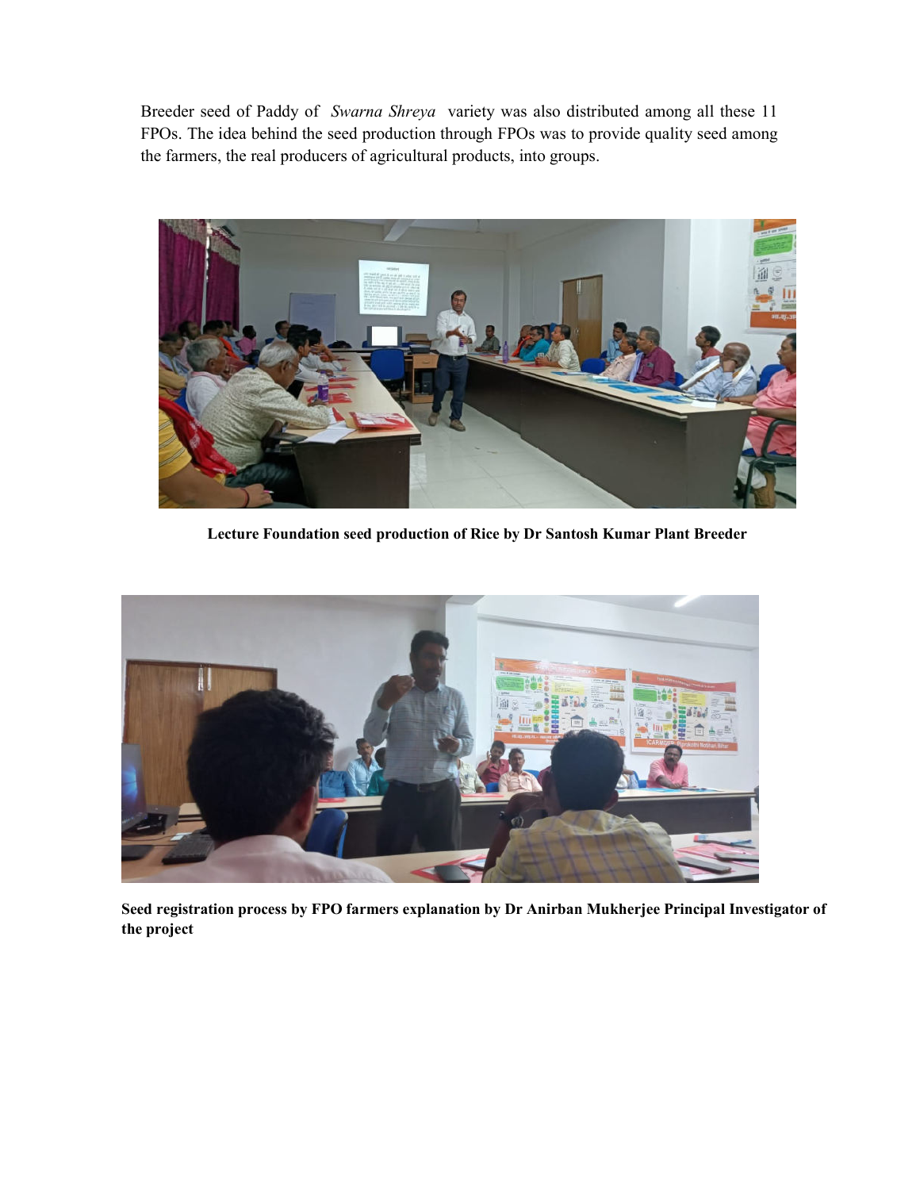Breeder seed of Paddy of *Swarna Shreya* variety was also distributed among all these 11 FPOs. The idea behind the seed production through FPOs was to provide quality seed among the farmers, the real producers of agricultural products, into groups.

**Lecture Foundation seed production of Rice by Dr Santosh Kumar Plant Breeder**

**Seed registration process by FPO farmers explanation by Dr Anirban Mukherjee Principal Investigator of the project**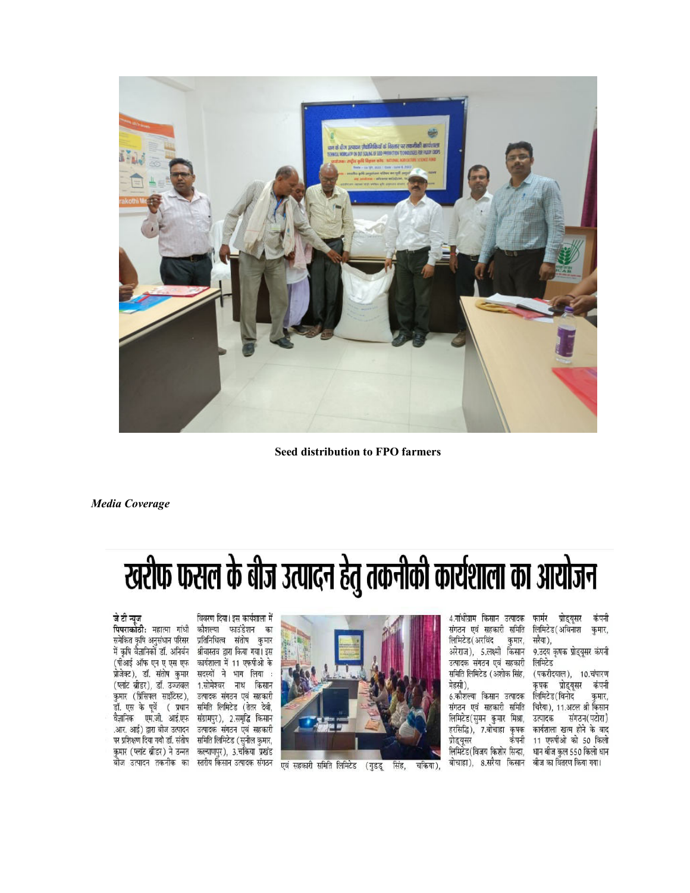Seed distribution to FPO farmers

*Media Coverage*

# खरीफ फसल के बीज उत्पादन हेतु तकनीकी कार्यशाला का आयोजन

**जे टी न्यूज**

**पिपराकोठी:** महात्मा गांधी समेकित कृषि अनुसंधान परिसर में कृषि वैज्ञानिकों डॉ. अनिर्बन (पीआई ऑफ एन ए एस एफ प्रोजेक्ट), डॉ. संतोष कुमार (प्लांट ब्रीडर), डॉ. उज्जवल कुमार (प्रिंसिपल साइंटिस्ट), डॉ. एस के पूर्वे (प्रधान वैज्ञानिक एम.जी. आई.एफ.आर. आई) द्वारा बीज उत्पादन पर प्रशिक्षण दिया गयो डॉ. संतोष कुमार (प्लांट ब्रीडर) ने उन्नत बीज उत्पादन तकनीक का विवरण दिया। इस कार्यशाला में कौशल्या फाउंडेशन का प्रतिनिधित्व संतोष कुमार श्रीवास्तव द्वारा किया गया। इस कार्यशाला में 11 एफपीओ के सदस्यों ने भाग लिया : 1.सोमेश्वर नाथ किसान उत्पादक संगठन एवं सहकारी समिति लिमिटेड (तेतर देवी, संग्रामपुर), 2.समृद्धि किसान उत्पादक संगठन एवं सहकारी समिति लिमिटेड (सुनील कुमार, कल्याणपुर), 3.चकिया प्रखंड स्तरीय किसान उत्पादक संगठन एवं सहकारी समिति लिमिटेड (गुड्डू सिंह, चकिया), 4.गांधीग्राम किसान उत्पादक संगठन एवं सहकारी समिति लिमिटेड(अरविंद कुमार, अरेराज), 5.लक्ष्मी किसान उत्पादक संगठन एवं सहकारी समिति लिमिटेड (अशोक सिंह, मेहसी), 6.कौशल्या किसान उत्पादक संगठन एवं सहकारी समिति लिमिटेड(सुमन कुमार मिश्रा, हरसिद्धि), 7.बोचाहा कृषक प्रोड्यूसर कंपनी लिमिटेड(विजय किशोर सिन्हा, बोचाहा), 8.सरैया किसान फार्मर प्रोड्यूसर कंपनी लिमिटेड(अविनाश कुमार, सरैया), 9.उदय कृषक प्रोड्यूसर कंपनी लिमिटेड (पकरीदयाल), 10.चंपारण कृषक प्रोड्यूसर कंपनी लिमिटेड(विनोद कुमार, चिरैया), 11.अटल श्री किसान उत्पादक संगठन(पटोरा) कार्यशाला खत्म होने के बाद 11 एफपीओ को 50 किलो धान बीज कुल 550 किलो धान बीज का वितरण किया गया।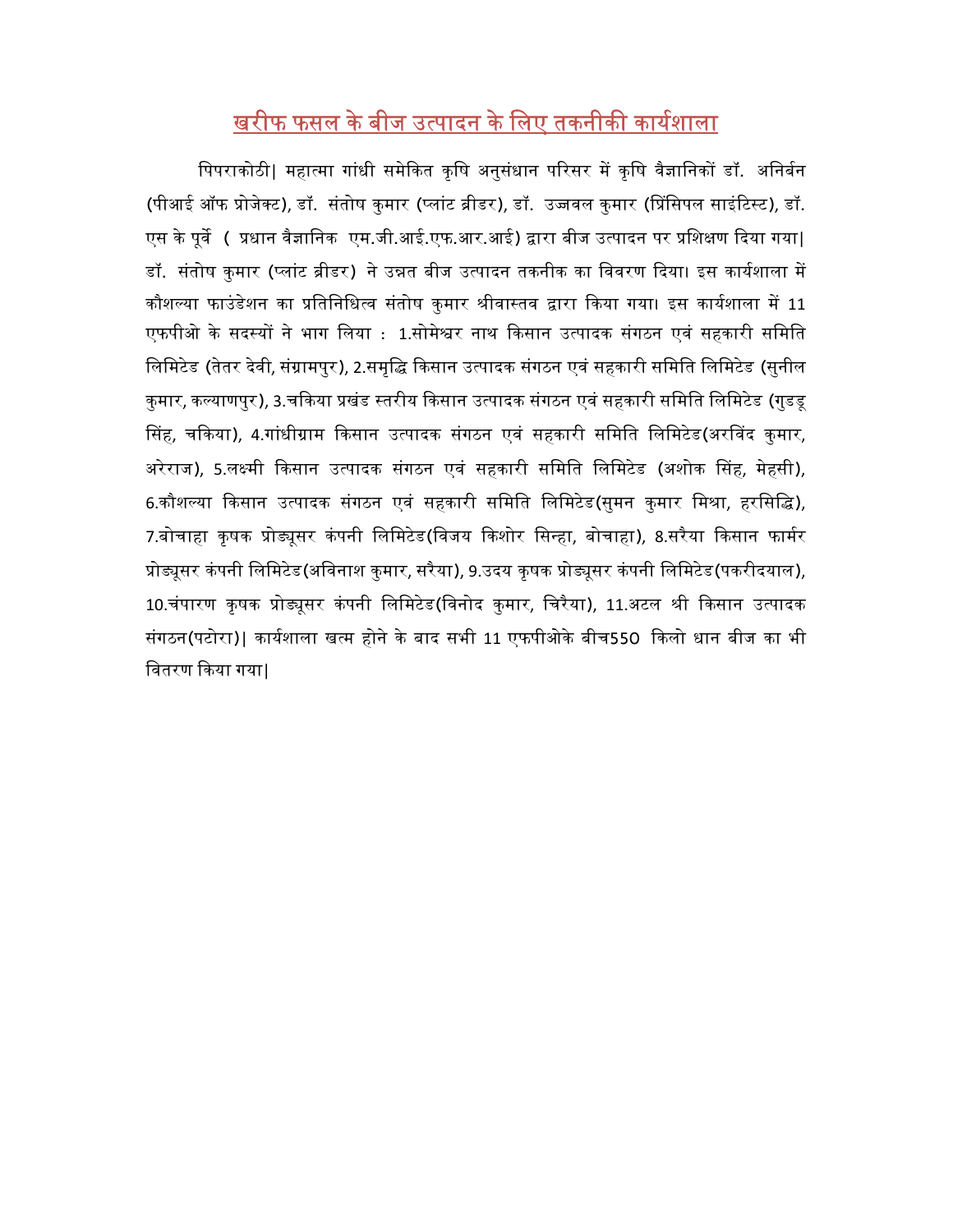# खरीफ फसल के बीज उत्पादन के लिए तकनीकी कार्यशाला

पिपराकोठी| महात्मा गांधी समेकित कृषि अनुसंधान परिसर में कृषि वैज्ञानिकों डॉ. अनिर्बन (पीआई ऑफ प्रोजेक्ट), डॉ. संतोष कुमार (प्लांट ब्रीडर), डॉ. उज्जवल कुमार (प्रिंसिपल साइंटिस्ट), डॉ. एस के पूर्वे ( प्रधान वैज्ञानिक एम.जी.आई.एफ.आर.आई) द्वारा बीज उत्पादन पर प्रशिक्षण दिया गया| डॉ. संतोष कुमार (प्लांट ब्रीडर) ने उन्नत बीज उत्पादन तकनीक का विवरण दिया। इस कार्यशाला में कौशल्या फाउंडेशन का प्रतिनिधित्व संतोष कुमार श्रीवास्तव द्वारा किया गया। इस कार्यशाला में 11 एफपीओ के सदस्यों ने भाग लिया : 1.सोमेश्वर नाथ किसान उत्पादक संगठन एवं सहकारी समिति लिमिटेड (तेतर देवी, संग्रामपुर), 2.समृद्धि किसान उत्पादक संगठन एवं सहकारी समिति लिमिटेड (सुनील कुमार, कल्याणपुर), 3.चकिया प्रखंड स्तरीय किसान उत्पादक संगठन एवं सहकारी समिति लिमिटेड (गुडडू सिंह, चकिया), 4.गांधीग्राम किसान उत्पादक संगठन एवं सहकारी समिति लिमिटेड(अरविंद कुमार, अरेराज), 5.लक्ष्मी किसान उत्पादक संगठन एवं सहकारी समिति लिमिटेड (अशोक सिंह, मेहसी), 6.कौशल्या किसान उत्पादक संगठन एवं सहकारी समिति लिमिटेड(सुमन कुमार मिश्रा, हरसिद्धि), 7.बोचाहा कृषक प्रोड्यूसर कंपनी लिमिटेड(विजय किशोर सिन्हा, बोचाहा), 8.सरैया किसान फार्मर प्रोड्यूसर कंपनी लिमिटेड(अविनाश कुमार, सरैया), 9.उदय कृषक प्रोड्यूसर कंपनी लिमिटेड(पकरीदयाल), 10.चंपारण कृषक प्रोड्यूसर कंपनी लिमिटेड(विनोद कुमार, चिरैया), 11.अटल श्री किसान उत्पादक संगठन(पटोरा)| कार्यशाला खत्म होने के बाद सभी 11 एफपीओके बीच550 किलो धान बीज का भी वितरण किया गया|